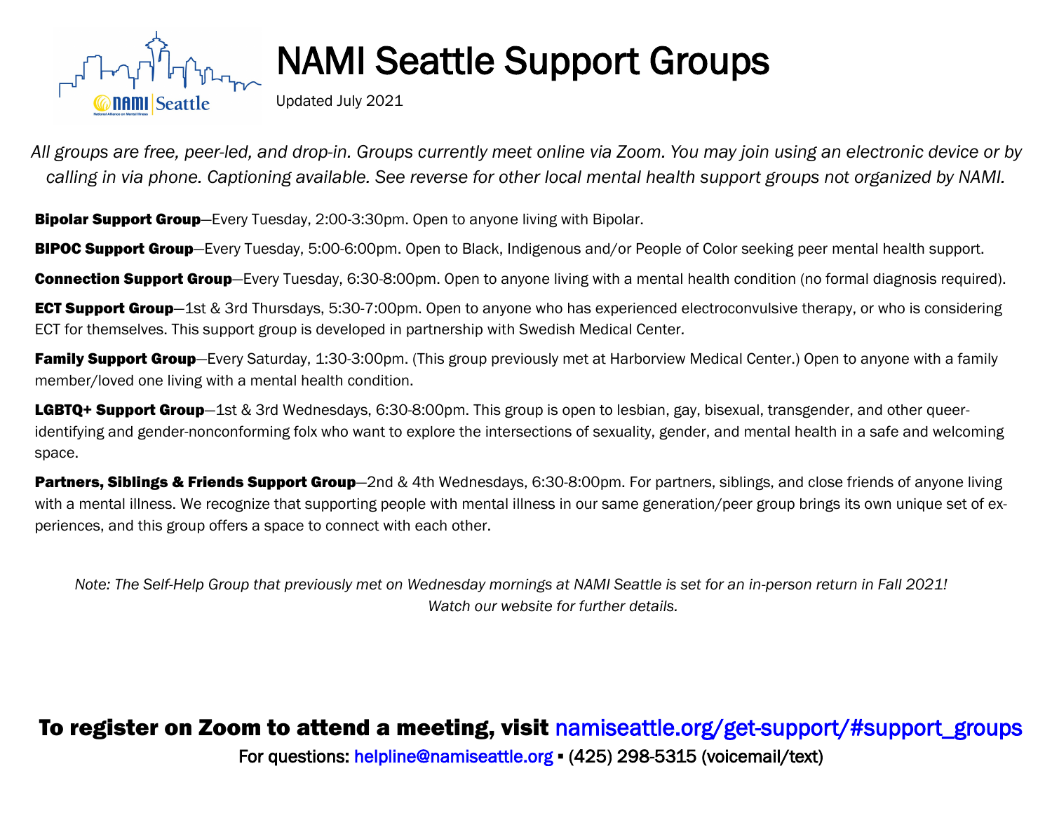# NAMI Seattle Support Groups

Updated July 2021

*All groups are free, peer-led, and drop-in. Groups currently meet online via Zoom. You may join using an electronic device or by calling in via phone. Captioning available. See reverse for other local mental health support groups not organized by NAMI.*

**Bipolar Support Group**—Every Tuesday, 2:00-3:30pm. Open to anyone living with Bipolar.

**BIPOC Support Group**—Every Tuesday, 5:00-6:00pm. Open to Black, Indigenous and/or People of Color seeking peer mental health support.

**Connection Support Group**—Every Tuesday, 6:30-8:00pm. Open to anyone living with a mental health condition (no formal diagnosis required).

**ECT Support Group**—1st & 3rd Thursdays, 5:30-7:00pm. Open to anyone who has experienced electroconvulsive therapy, or who is considering ECT for themselves. This support group is developed in partnership with Swedish Medical Center.

**Family Support Group**—Every Saturday, 1:30-3:00pm. (This group previously met at Harborview Medical Center.) Open to anyone with a family member/loved one living with a mental health condition.

**LGBTQ+ Support Group**—1st & 3rd Wednesdays, 6:30-8:00pm. This group is open to lesbian, gay, bisexual, transgender, and other queer-identifying and gender-nonconforming folx who want to explore the intersections of sexuality, gender, and mental health in a safe and welcoming space.

**Partners, Siblings & Friends Support Group**—2nd & 4th Wednesdays, 6:30-8:00pm. For partners, siblings, and close friends of anyone living with a mental illness. We recognize that supporting people with mental illness in our same generation/peer group brings its own unique set of experiences, and this group offers a space to connect with each other.

*Note: The Self-Help Group that previously met on Wednesday mornings at NAMI Seattle is set for an in-person return in Fall 2021! Watch our website for further details.*

**To register on Zoom to attend a meeting, visit namiseattle.org/get-support/#support_groups**

For questions: helpline@namiseattle.org ▪ (425) 298-5315 (voicemail/text)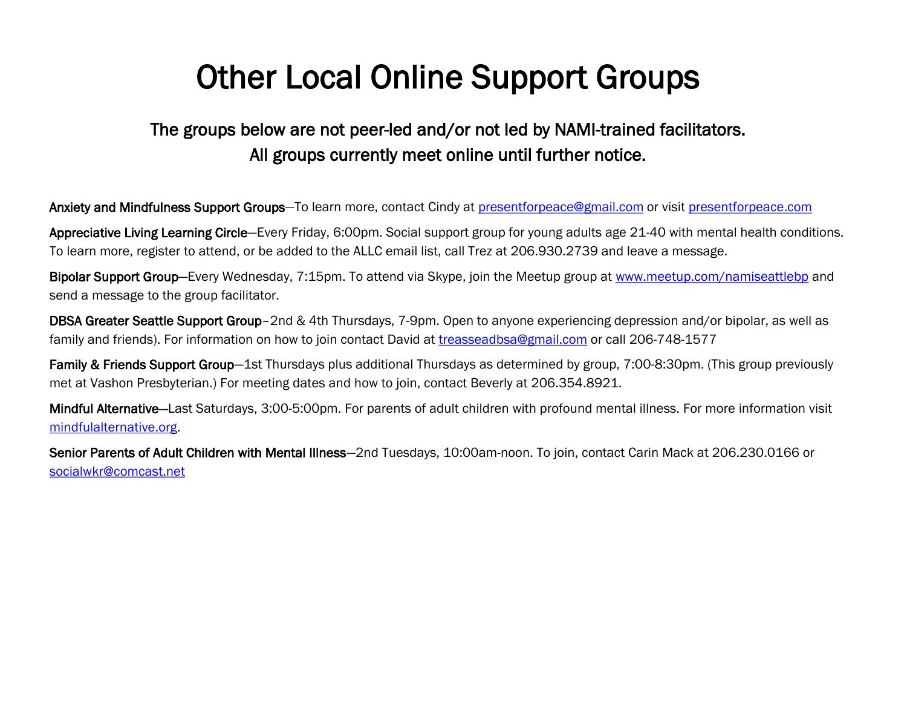# Other Local Online Support Groups

## The groups below are not peer-led and/or not led by NAMI-trained facilitators.
## All groups currently meet online until further notice.

**Anxiety and Mindfulness Support Groups**—To learn more, contact Cindy at presentforpeace@gmail.com or visit presentforpeace.com

**Appreciative Living Learning Circle**—Every Friday, 6:00pm. Social support group for young adults age 21-40 with mental health conditions. To learn more, register to attend, or be added to the ALLC email list, call Trez at 206.930.2739 and leave a message.

**Bipolar Support Group**—Every Wednesday, 7:15pm. To attend via Skype, join the Meetup group at www.meetup.com/namiseattlebp and send a message to the group facilitator.

**DBSA Greater Seattle Support Group**–2nd & 4th Thursdays, 7-9pm. Open to anyone experiencing depression and/or bipolar, as well as family and friends). For information on how to join contact David at treasseadbsa@gmail.com or call 206-748-1577

**Family & Friends Support Group**—1st Thursdays plus additional Thursdays as determined by group, 7:00-8:30pm. (This group previously met at Vashon Presbyterian.) For meeting dates and how to join, contact Beverly at 206.354.8921.

**Mindful Alternative**—Last Saturdays, 3:00-5:00pm. For parents of adult children with profound mental illness. For more information visit mindfulalternative.org.

**Senior Parents of Adult Children with Mental Illness**—2nd Tuesdays, 10:00am-noon. To join, contact Carin Mack at 206.230.0166 or socialwkr@comcast.net